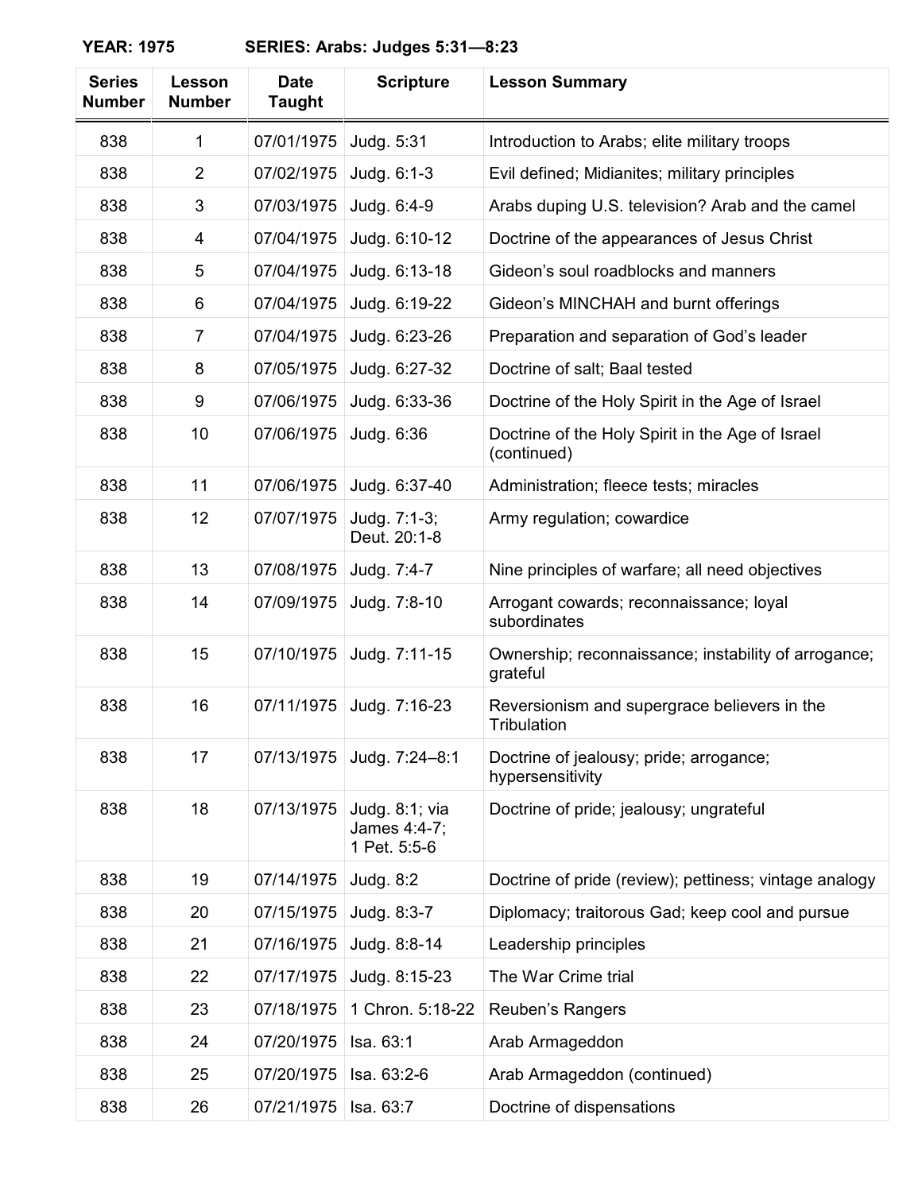**YEAR: 1975 SERIES: Arabs: Judges 5:31—8:23**

| Series Number | Lesson Number | Date Taught | Scripture | Lesson Summary |
|---|---|---|---|---|
| 838 | 1 | 07/01/1975 | Judg. 5:31 | Introduction to Arabs; elite military troops |
| 838 | 2 | 07/02/1975 | Judg. 6:1-3 | Evil defined; Midianites; military principles |
| 838 | 3 | 07/03/1975 | Judg. 6:4-9 | Arabs duping U.S. television? Arab and the camel |
| 838 | 4 | 07/04/1975 | Judg. 6:10-12 | Doctrine of the appearances of Jesus Christ |
| 838 | 5 | 07/04/1975 | Judg. 6:13-18 | Gideon's soul roadblocks and manners |
| 838 | 6 | 07/04/1975 | Judg. 6:19-22 | Gideon's MINCHAH and burnt offerings |
| 838 | 7 | 07/04/1975 | Judg. 6:23-26 | Preparation and separation of God's leader |
| 838 | 8 | 07/05/1975 | Judg. 6:27-32 | Doctrine of salt; Baal tested |
| 838 | 9 | 07/06/1975 | Judg. 6:33-36 | Doctrine of the Holy Spirit in the Age of Israel |
| 838 | 10 | 07/06/1975 | Judg. 6:36 | Doctrine of the Holy Spirit in the Age of Israel (continued) |
| 838 | 11 | 07/06/1975 | Judg. 6:37-40 | Administration; fleece tests; miracles |
| 838 | 12 | 07/07/1975 | Judg. 7:1-3; Deut. 20:1-8 | Army regulation; cowardice |
| 838 | 13 | 07/08/1975 | Judg. 7:4-7 | Nine principles of warfare; all need objectives |
| 838 | 14 | 07/09/1975 | Judg. 7:8-10 | Arrogant cowards; reconnaissance; loyal subordinates |
| 838 | 15 | 07/10/1975 | Judg. 7:11-15 | Ownership; reconnaissance; instability of arrogance; grateful |
| 838 | 16 | 07/11/1975 | Judg. 7:16-23 | Reversionism and supergrace believers in the Tribulation |
| 838 | 17 | 07/13/1975 | Judg. 7:24–8:1 | Doctrine of jealousy; pride; arrogance; hypersensitivity |
| 838 | 18 | 07/13/1975 | Judg. 8:1; via James 4:4-7; 1 Pet. 5:5-6 | Doctrine of pride; jealousy; ungrateful |
| 838 | 19 | 07/14/1975 | Judg. 8:2 | Doctrine of pride (review); pettiness; vintage analogy |
| 838 | 20 | 07/15/1975 | Judg. 8:3-7 | Diplomacy; traitorous Gad; keep cool and pursue |
| 838 | 21 | 07/16/1975 | Judg. 8:8-14 | Leadership principles |
| 838 | 22 | 07/17/1975 | Judg. 8:15-23 | The War Crime trial |
| 838 | 23 | 07/18/1975 | 1 Chron. 5:18-22 | Reuben's Rangers |
| 838 | 24 | 07/20/1975 | Isa. 63:1 | Arab Armageddon |
| 838 | 25 | 07/20/1975 | Isa. 63:2-6 | Arab Armageddon (continued) |
| 838 | 26 | 07/21/1975 | Isa. 63:7 | Doctrine of dispensations |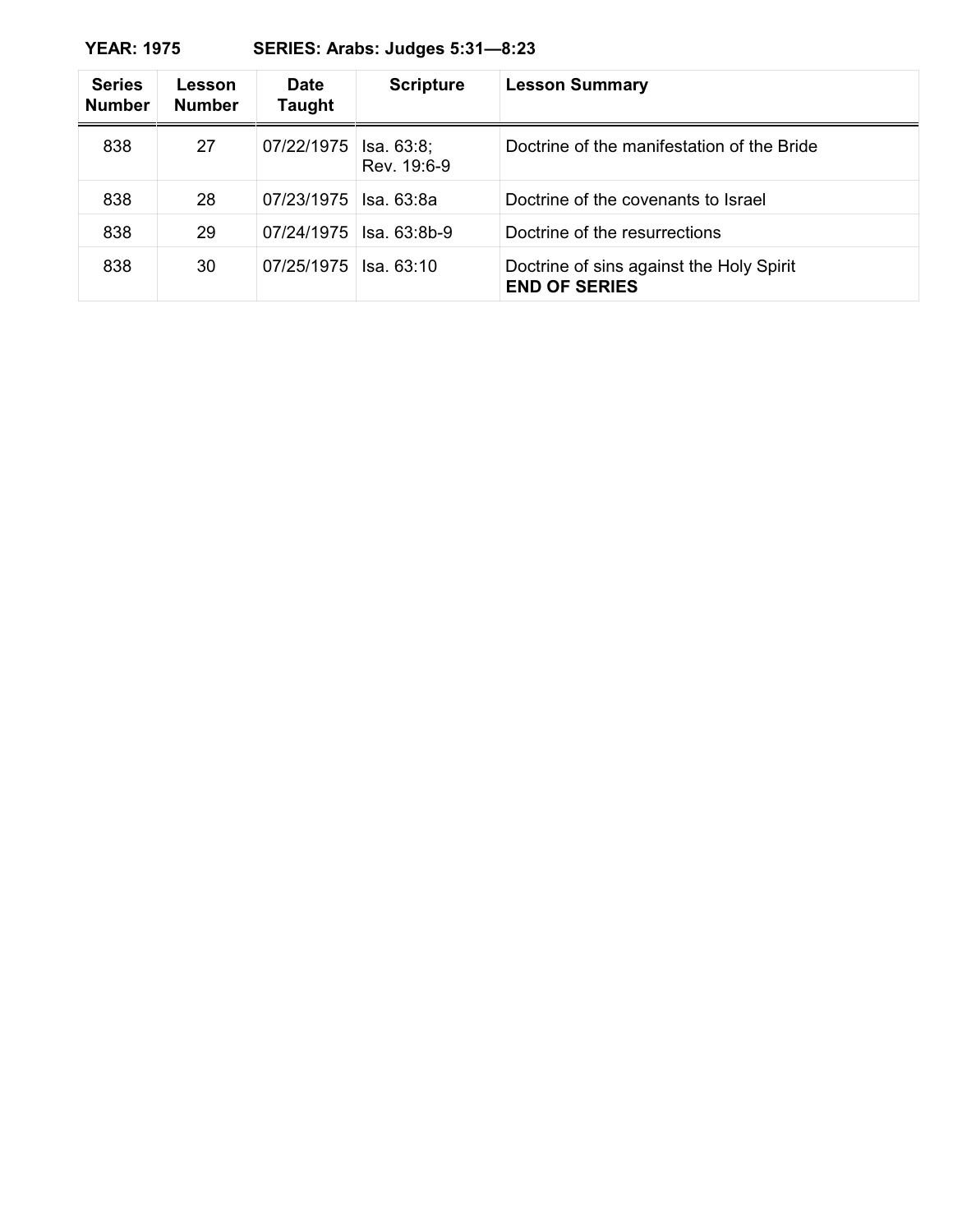**YEAR: 1975 SERIES: Arabs: Judges 5:31—8:23**

| Series Number | Lesson Number | Date Taught | Scripture | Lesson Summary |
|---|---|---|---|---|
| 838 | 27 | 07/22/1975 | Isa. 63:8; Rev. 19:6-9 | Doctrine of the manifestation of the Bride |
| 838 | 28 | 07/23/1975 | Isa. 63:8a | Doctrine of the covenants to Israel |
| 838 | 29 | 07/24/1975 | Isa. 63:8b-9 | Doctrine of the resurrections |
| 838 | 30 | 07/25/1975 | Isa. 63:10 | Doctrine of sins against the Holy Spirit **END OF SERIES** |